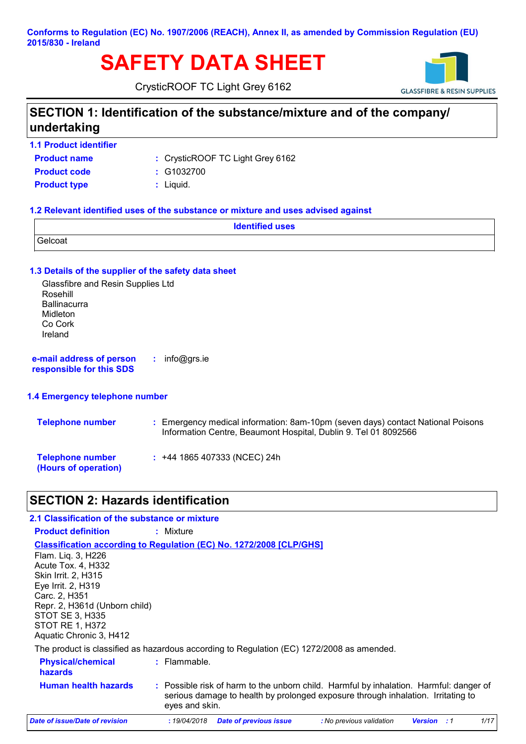**Conforms to Regulation (EC) No. 1907/2006 (REACH), Annex II, as amended by Commission Regulation (EU) 2015/830 - Ireland**

# SAFETY DATA SHEET

CrysticROOF TC Light Grey 6162

GLASSFIBRE & RESIN SUPPLIES

## SECTION 1: Identification of the substance/mixture and of the company/ undertaking

### 1.1 Product identifier

**Product name** : CrysticROOF TC Light Grey 6162

**Product code** : G1032700

**Product type** : Liquid.

### 1.2 Relevant identified uses of the substance or mixture and uses advised against

| Identified uses |
| --- |
| Gelcoat |

### 1.3 Details of the supplier of the safety data sheet

Glassfibre and Resin Supplies Ltd
Rosehill
Ballinacurra
Midleton
Co Cork
Ireland

**e-mail address of person responsible for this SDS** : info@grs.ie

### 1.4 Emergency telephone number

**Telephone number** : Emergency medical information: 8am-10pm (seven days) contact National Poisons Information Centre, Beaumont Hospital, Dublin 9. Tel 01 8092566

**Telephone number (Hours of operation)** : +44 1865 407333 (NCEC) 24h

## SECTION 2: Hazards identification

### 2.1 Classification of the substance or mixture

**Product definition** : Mixture

**Classification according to Regulation (EC) No. 1272/2008 [CLP/GHS]**

Flam. Liq. 3, H226
Acute Tox. 4, H332
Skin Irrit. 2, H315
Eye Irrit. 2, H319
Carc. 2, H351
Repr. 2, H361d (Unborn child)
STOT SE 3, H335
STOT RE 1, H372
Aquatic Chronic 3, H412

The product is classified as hazardous according to Regulation (EC) 1272/2008 as amended.

**Physical/chemical hazards** : Flammable.

**Human health hazards** : Possible risk of harm to the unborn child. Harmful by inhalation. Harmful: danger of serious damage to health by prolonged exposure through inhalation. Irritating to eyes and skin.

*Date of issue/Date of revision* : 19/04/2018 *Date of previous issue* : No previous validation *Version* : 1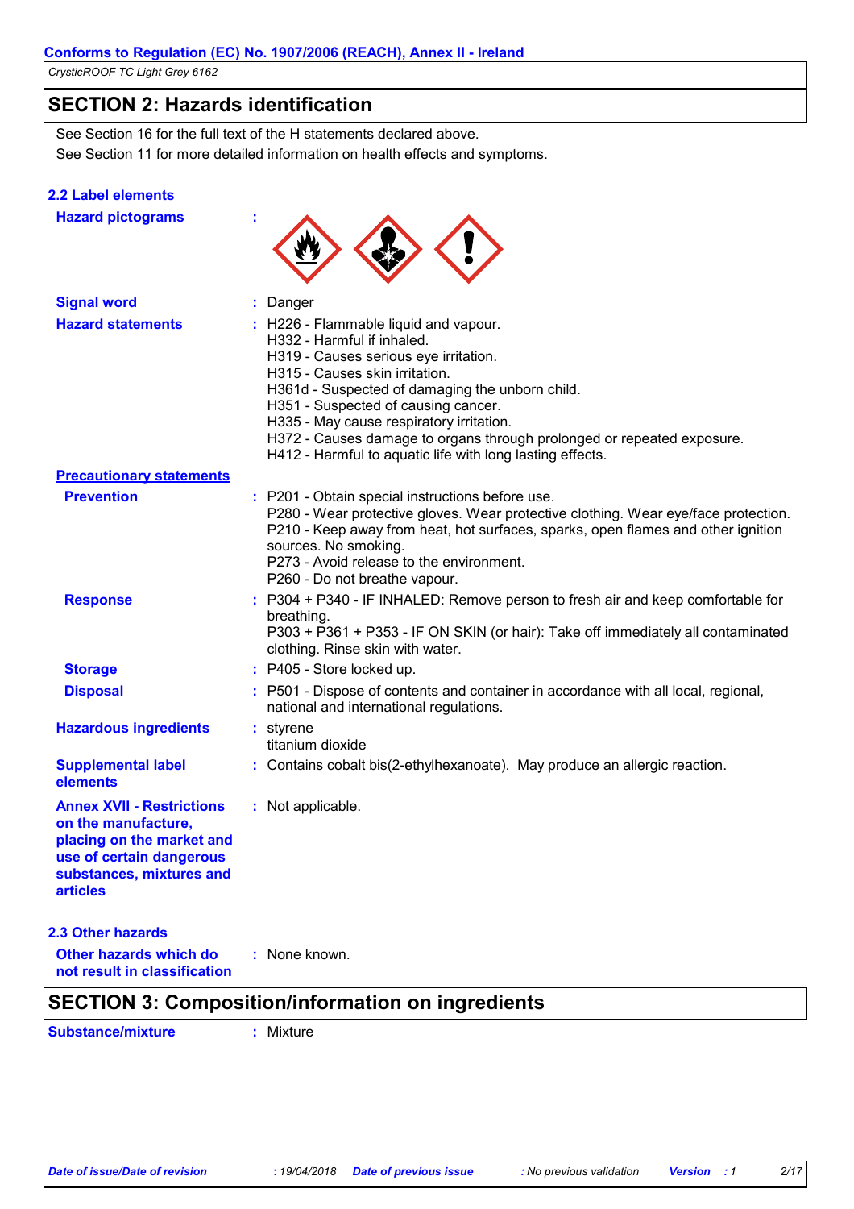## SECTION 2: Hazards identification

See Section 16 for the full text of the H statements declared above.
See Section 11 for more detailed information on health effects and symptoms.

### 2.2 Label elements

**Hazard pictograms** :

**Signal word** : Danger

**Hazard statements** :
H226 - Flammable liquid and vapour.
H332 - Harmful if inhaled.
H319 - Causes serious eye irritation.
H315 - Causes skin irritation.
H361d - Suspected of damaging the unborn child.
H351 - Suspected of causing cancer.
H335 - May cause respiratory irritation.
H372 - Causes damage to organs through prolonged or repeated exposure.
H412 - Harmful to aquatic life with long lasting effects.

**Precautionary statements**

**Prevention** :
P201 - Obtain special instructions before use.
P280 - Wear protective gloves. Wear protective clothing. Wear eye/face protection.
P210 - Keep away from heat, hot surfaces, sparks, open flames and other ignition sources. No smoking.
P273 - Avoid release to the environment.
P260 - Do not breathe vapour.

**Response** :
P304 + P340 - IF INHALED: Remove person to fresh air and keep comfortable for breathing.
P303 + P361 + P353 - IF ON SKIN (or hair): Take off immediately all contaminated clothing. Rinse skin with water.

**Storage** : P405 - Store locked up.

**Disposal** : P501 - Dispose of contents and container in accordance with all local, regional, national and international regulations.

**Hazardous ingredients** :
styrene
titanium dioxide

**Supplemental label elements** : Contains cobalt bis(2-ethylhexanoate). May produce an allergic reaction.

**Annex XVII - Restrictions on the manufacture, placing on the market and use of certain dangerous substances, mixtures and articles** : Not applicable.

### 2.3 Other hazards

**Other hazards which do not result in classification** : None known.

## SECTION 3: Composition/information on ingredients

**Substance/mixture** : Mixture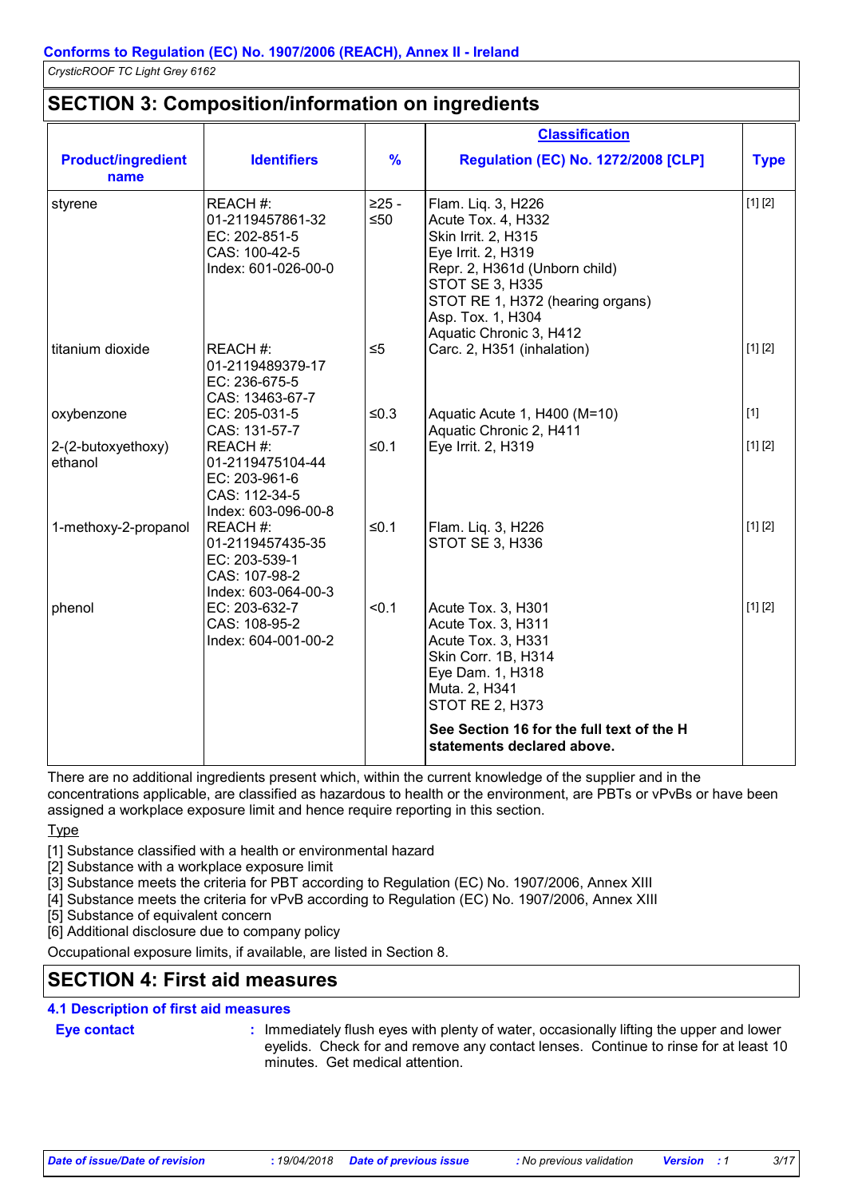## SECTION 3: Composition/information on ingredients

| Product/ingredient name | Identifiers | % | Classification<br>Regulation (EC) No. 1272/2008 [CLP] | Type |
|---|---|---|---|---|
| styrene | REACH #: 01-2119457861-32<br>EC: 202-851-5<br>CAS: 100-42-5<br>Index: 601-026-00-0 | ≥25 - ≤50 | Flam. Liq. 3, H226<br>Acute Tox. 4, H332<br>Skin Irrit. 2, H315<br>Eye Irrit. 2, H319<br>Repr. 2, H361d (Unborn child)<br>STOT SE 3, H335<br>STOT RE 1, H372 (hearing organs)<br>Asp. Tox. 1, H304<br>Aquatic Chronic 3, H412 | [1] [2] |
| titanium dioxide | REACH #: 01-2119489379-17<br>EC: 236-675-5<br>CAS: 13463-67-7 | ≤5 | Carc. 2, H351 (inhalation) | [1] [2] |
| oxybenzone | EC: 205-031-5<br>CAS: 131-57-7 | ≤0.3 | Aquatic Acute 1, H400 (M=10)<br>Aquatic Chronic 2, H411 | [1] |
| 2-(2-butoxyethoxy) ethanol | REACH #: 01-2119475104-44<br>EC: 203-961-6<br>CAS: 112-34-5<br>Index: 603-096-00-8 | ≤0.1 | Eye Irrit. 2, H319 | [1] [2] |
| 1-methoxy-2-propanol | REACH #: 01-2119457435-35<br>EC: 203-539-1<br>CAS: 107-98-2<br>Index: 603-064-00-3 | ≤0.1 | Flam. Liq. 3, H226<br>STOT SE 3, H336 | [1] [2] |
| phenol | EC: 203-632-7<br>CAS: 108-95-2<br>Index: 604-001-00-2 | <0.1 | Acute Tox. 3, H301<br>Acute Tox. 3, H311<br>Acute Tox. 3, H331<br>Skin Corr. 1B, H314<br>Eye Dam. 1, H318<br>Muta. 2, H341<br>STOT RE 2, H373 | [1] [2] |
| | | | **See Section 16 for the full text of the H statements declared above.** | |

There are no additional ingredients present which, within the current knowledge of the supplier and in the concentrations applicable, are classified as hazardous to health or the environment, are PBTs or vPvBs or have been assigned a workplace exposure limit and hence require reporting in this section.

Type

[1] Substance classified with a health or environmental hazard
[2] Substance with a workplace exposure limit
[3] Substance meets the criteria for PBT according to Regulation (EC) No. 1907/2006, Annex XIII
[4] Substance meets the criteria for vPvB according to Regulation (EC) No. 1907/2006, Annex XIII
[5] Substance of equivalent concern
[6] Additional disclosure due to company policy

Occupational exposure limits, if available, are listed in Section 8.

## SECTION 4: First aid measures

### 4.1 Description of first aid measures

**Eye contact** : Immediately flush eyes with plenty of water, occasionally lifting the upper and lower eyelids. Check for and remove any contact lenses. Continue to rinse for at least 10 minutes. Get medical attention.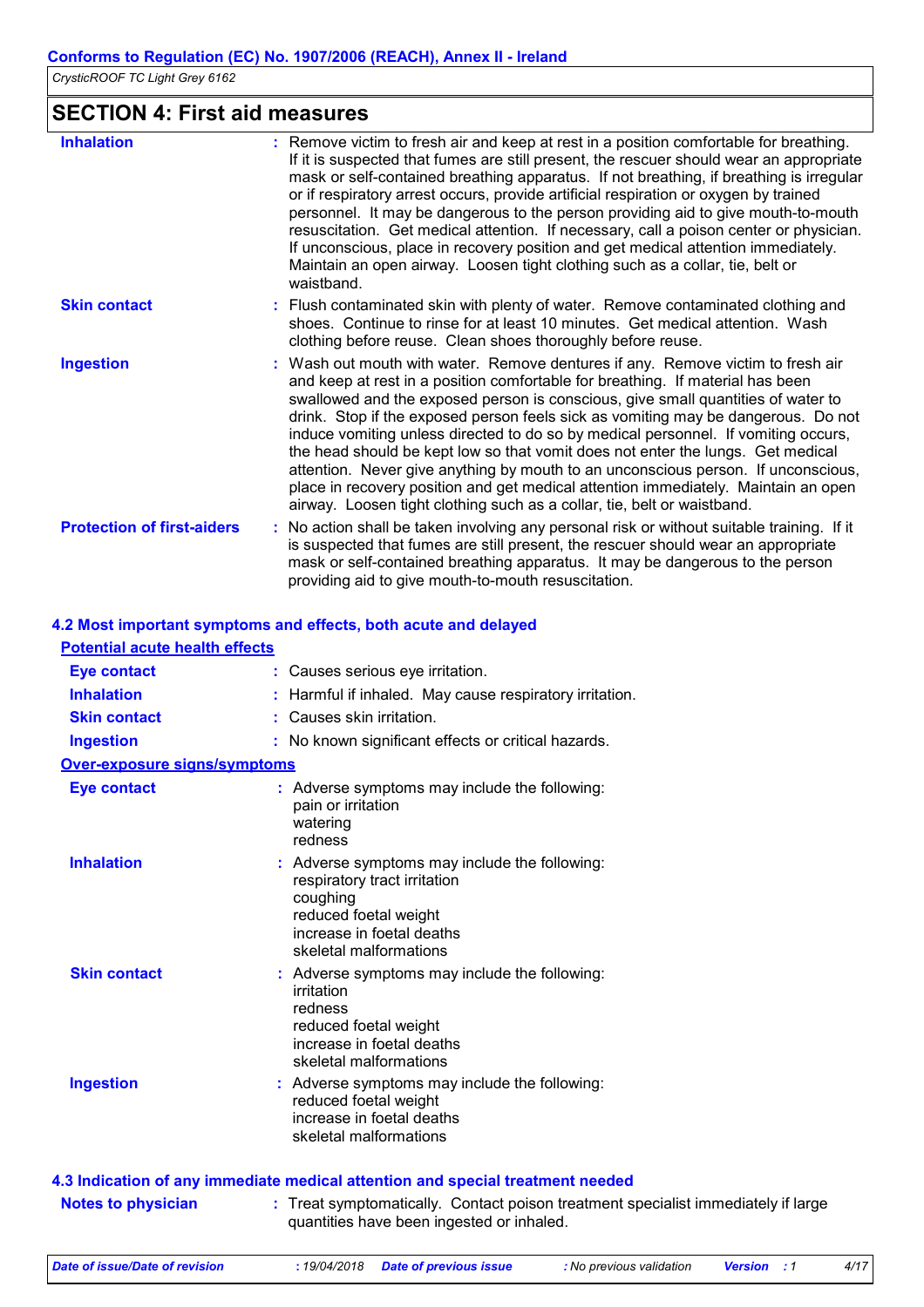## SECTION 4: First aid measures

| | |
|---|---|
| **Inhalation** | Remove victim to fresh air and keep at rest in a position comfortable for breathing. If it is suspected that fumes are still present, the rescuer should wear an appropriate mask or self-contained breathing apparatus. If not breathing, if breathing is irregular or if respiratory arrest occurs, provide artificial respiration or oxygen by trained personnel. It may be dangerous to the person providing aid to give mouth-to-mouth resuscitation. Get medical attention. If necessary, call a poison center or physician. If unconscious, place in recovery position and get medical attention immediately. Maintain an open airway. Loosen tight clothing such as a collar, tie, belt or waistband. |
| **Skin contact** | Flush contaminated skin with plenty of water. Remove contaminated clothing and shoes. Continue to rinse for at least 10 minutes. Get medical attention. Wash clothing before reuse. Clean shoes thoroughly before reuse. |
| **Ingestion** | Wash out mouth with water. Remove dentures if any. Remove victim to fresh air and keep at rest in a position comfortable for breathing. If material has been swallowed and the exposed person is conscious, give small quantities of water to drink. Stop if the exposed person feels sick as vomiting may be dangerous. Do not induce vomiting unless directed to do so by medical personnel. If vomiting occurs, the head should be kept low so that vomit does not enter the lungs. Get medical attention. Never give anything by mouth to an unconscious person. If unconscious, place in recovery position and get medical attention immediately. Maintain an open airway. Loosen tight clothing such as a collar, tie, belt or waistband. |
| **Protection of first-aiders** | No action shall be taken involving any personal risk or without suitable training. If it is suspected that fumes are still present, the rescuer should wear an appropriate mask or self-contained breathing apparatus. It may be dangerous to the person providing aid to give mouth-to-mouth resuscitation. |

### 4.2 Most important symptoms and effects, both acute and delayed

**Potential acute health effects**

| | |
|---|---|
| **Eye contact** | Causes serious eye irritation. |
| **Inhalation** | Harmful if inhaled. May cause respiratory irritation. |
| **Skin contact** | Causes skin irritation. |
| **Ingestion** | No known significant effects or critical hazards. |

**Over-exposure signs/symptoms**

| | |
|---|---|
| **Eye contact** | Adverse symptoms may include the following:<br>pain or irritation<br>watering<br>redness |
| **Inhalation** | Adverse symptoms may include the following:<br>respiratory tract irritation<br>coughing<br>reduced foetal weight<br>increase in foetal deaths<br>skeletal malformations |
| **Skin contact** | Adverse symptoms may include the following:<br>irritation<br>redness<br>reduced foetal weight<br>increase in foetal deaths<br>skeletal malformations |
| **Ingestion** | Adverse symptoms may include the following:<br>reduced foetal weight<br>increase in foetal deaths<br>skeletal malformations |

### 4.3 Indication of any immediate medical attention and special treatment needed

| | |
|---|---|
| **Notes to physician** | Treat symptomatically. Contact poison treatment specialist immediately if large quantities have been ingested or inhaled. |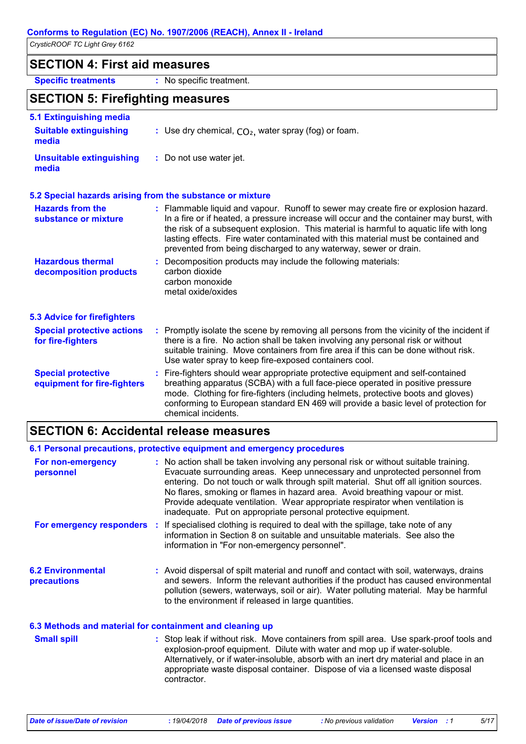## SECTION 4: First aid measures

**Specific treatments** : No specific treatment.

## SECTION 5: Firefighting measures

### 5.1 Extinguishing media

**Suitable extinguishing media** : Use dry chemical, $CO_2$, water spray (fog) or foam.

**Unsuitable extinguishing media** : Do not use water jet.

### 5.2 Special hazards arising from the substance or mixture

**Hazards from the substance or mixture** : Flammable liquid and vapour. Runoff to sewer may create fire or explosion hazard. In a fire or if heated, a pressure increase will occur and the container may burst, with the risk of a subsequent explosion. This material is harmful to aquatic life with long lasting effects. Fire water contaminated with this material must be contained and prevented from being discharged to any waterway, sewer or drain.

**Hazardous thermal decomposition products** : Decomposition products may include the following materials:
carbon dioxide
carbon monoxide
metal oxide/oxides

### 5.3 Advice for firefighters

**Special protective actions for fire-fighters** : Promptly isolate the scene by removing all persons from the vicinity of the incident if there is a fire. No action shall be taken involving any personal risk or without suitable training. Move containers from fire area if this can be done without risk. Use water spray to keep fire-exposed containers cool.

**Special protective equipment for fire-fighters** : Fire-fighters should wear appropriate protective equipment and self-contained breathing apparatus (SCBA) with a full face-piece operated in positive pressure mode. Clothing for fire-fighters (including helmets, protective boots and gloves) conforming to European standard EN 469 will provide a basic level of protection for chemical incidents.

## SECTION 6: Accidental release measures

### 6.1 Personal precautions, protective equipment and emergency procedures

**For non-emergency personnel** : No action shall be taken involving any personal risk or without suitable training. Evacuate surrounding areas. Keep unnecessary and unprotected personnel from entering. Do not touch or walk through spilt material. Shut off all ignition sources. No flares, smoking or flames in hazard area. Avoid breathing vapour or mist. Provide adequate ventilation. Wear appropriate respirator when ventilation is inadequate. Put on appropriate personal protective equipment.

**For emergency responders** : If specialised clothing is required to deal with the spillage, take note of any information in Section 8 on suitable and unsuitable materials. See also the information in "For non-emergency personnel".

### 6.2 Environmental precautions

: Avoid dispersal of spilt material and runoff and contact with soil, waterways, drains and sewers. Inform the relevant authorities if the product has caused environmental pollution (sewers, waterways, soil or air). Water polluting material. May be harmful to the environment if released in large quantities.

### 6.3 Methods and material for containment and cleaning up

**Small spill** : Stop leak if without risk. Move containers from spill area. Use spark-proof tools and explosion-proof equipment. Dilute with water and mop up if water-soluble. Alternatively, or if water-insoluble, absorb with an inert dry material and place in an appropriate waste disposal container. Dispose of via a licensed waste disposal contractor.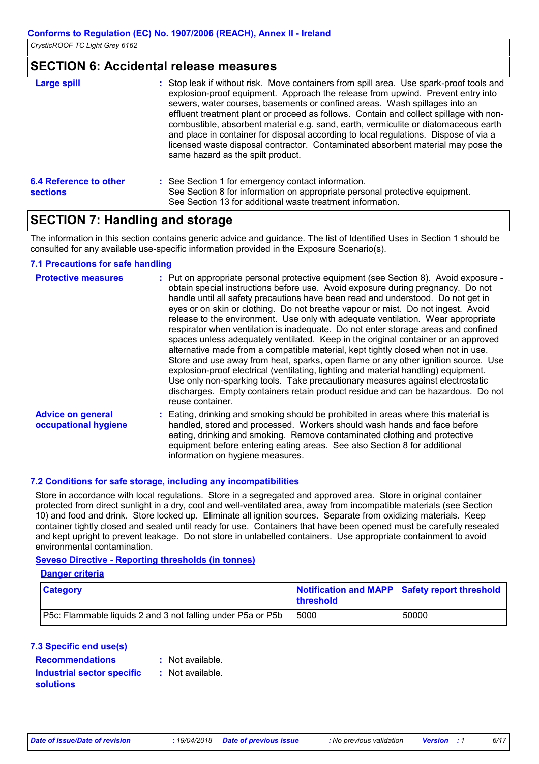## SECTION 6: Accidental release measures

**Large spill** : Stop leak if without risk. Move containers from spill area. Use spark-proof tools and explosion-proof equipment. Approach the release from upwind. Prevent entry into sewers, water courses, basements or confined areas. Wash spillages into an effluent treatment plant or proceed as follows. Contain and collect spillage with non-combustible, absorbent material e.g. sand, earth, vermiculite or diatomaceous earth and place in container for disposal according to local regulations. Dispose of via a licensed waste disposal contractor. Contaminated absorbent material may pose the same hazard as the spilt product.

**6.4 Reference to other sections** : See Section 1 for emergency contact information.
See Section 8 for information on appropriate personal protective equipment.
See Section 13 for additional waste treatment information.

## SECTION 7: Handling and storage

The information in this section contains generic advice and guidance. The list of Identified Uses in Section 1 should be consulted for any available use-specific information provided in the Exposure Scenario(s).

### 7.1 Precautions for safe handling

**Protective measures** : Put on appropriate personal protective equipment (see Section 8). Avoid exposure - obtain special instructions before use. Avoid exposure during pregnancy. Do not handle until all safety precautions have been read and understood. Do not get in eyes or on skin or clothing. Do not breathe vapour or mist. Do not ingest. Avoid release to the environment. Use only with adequate ventilation. Wear appropriate respirator when ventilation is inadequate. Do not enter storage areas and confined spaces unless adequately ventilated. Keep in the original container or an approved alternative made from a compatible material, kept tightly closed when not in use. Store and use away from heat, sparks, open flame or any other ignition source. Use explosion-proof electrical (ventilating, lighting and material handling) equipment. Use only non-sparking tools. Take precautionary measures against electrostatic discharges. Empty containers retain product residue and can be hazardous. Do not reuse container.

**Advice on general occupational hygiene** : Eating, drinking and smoking should be prohibited in areas where this material is handled, stored and processed. Workers should wash hands and face before eating, drinking and smoking. Remove contaminated clothing and protective equipment before entering eating areas. See also Section 8 for additional information on hygiene measures.

### 7.2 Conditions for safe storage, including any incompatibilities

Store in accordance with local regulations. Store in a segregated and approved area. Store in original container protected from direct sunlight in a dry, cool and well-ventilated area, away from incompatible materials (see Section 10) and food and drink. Store locked up. Eliminate all ignition sources. Separate from oxidizing materials. Keep container tightly closed and sealed until ready for use. Containers that have been opened must be carefully resealed and kept upright to prevent leakage. Do not store in unlabelled containers. Use appropriate containment to avoid environmental contamination.

**Seveso Directive - Reporting thresholds (in tonnes)**

**Danger criteria**

| Category | Notification and MAPP threshold | Safety report threshold |
|---|---|---|
| P5c: Flammable liquids 2 and 3 not falling under P5a or P5b | 5000 | 50000 |

### 7.3 Specific end use(s)

**Recommendations** : Not available.

**Industrial sector specific solutions** : Not available.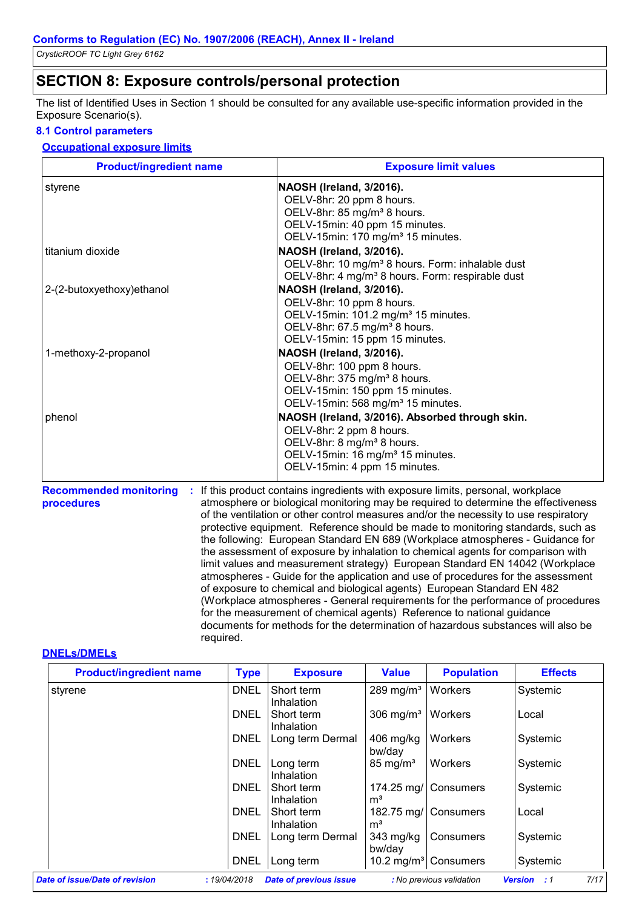## SECTION 8: Exposure controls/personal protection

The list of Identified Uses in Section 1 should be consulted for any available use-specific information provided in the Exposure Scenario(s).

### 8.1 Control parameters

#### Occupational exposure limits

| Product/ingredient name | Exposure limit values |
|---|---|
| styrene | **NAOSH (Ireland, 3/2016).**<br>OELV-8hr: 20 ppm 8 hours.<br>OELV-8hr: 85 mg/m³ 8 hours.<br>OELV-15min: 40 ppm 15 minutes.<br>OELV-15min: 170 mg/m³ 15 minutes. |
| titanium dioxide | **NAOSH (Ireland, 3/2016).**<br>OELV-8hr: 10 mg/m³ 8 hours. Form: inhalable dust<br>OELV-8hr: 4 mg/m³ 8 hours. Form: respirable dust |
| 2-(2-butoxyethoxy)ethanol | **NAOSH (Ireland, 3/2016).**<br>OELV-8hr: 10 ppm 8 hours.<br>OELV-15min: 101.2 mg/m³ 15 minutes.<br>OELV-8hr: 67.5 mg/m³ 8 hours.<br>OELV-15min: 15 ppm 15 minutes. |
| 1-methoxy-2-propanol | **NAOSH (Ireland, 3/2016).**<br>OELV-8hr: 100 ppm 8 hours.<br>OELV-8hr: 375 mg/m³ 8 hours.<br>OELV-15min: 150 ppm 15 minutes.<br>OELV-15min: 568 mg/m³ 15 minutes. |
| phenol | **NAOSH (Ireland, 3/2016). Absorbed through skin.**<br>OELV-8hr: 2 ppm 8 hours.<br>OELV-8hr: 8 mg/m³ 8 hours.<br>OELV-15min: 16 mg/m³ 15 minutes.<br>OELV-15min: 4 ppm 15 minutes. |

**Recommended monitoring procedures** : If this product contains ingredients with exposure limits, personal, workplace atmosphere or biological monitoring may be required to determine the effectiveness of the ventilation or other control measures and/or the necessity to use respiratory protective equipment. Reference should be made to monitoring standards, such as the following: European Standard EN 689 (Workplace atmospheres - Guidance for the assessment of exposure by inhalation to chemical agents for comparison with limit values and measurement strategy) European Standard EN 14042 (Workplace atmospheres - Guide for the application and use of procedures for the assessment of exposure to chemical and biological agents) European Standard EN 482 (Workplace atmospheres - General requirements for the performance of procedures for the measurement of chemical agents) Reference to national guidance documents for methods for the determination of hazardous substances will also be required.

#### DNELs/DMELs

| Product/ingredient name | Type | Exposure | Value | Population | Effects |
|---|---|---|---|---|---|
| styrene | DNEL | Short term Inhalation | 289 mg/m³ | Workers | Systemic |
| | DNEL | Short term Inhalation | 306 mg/m³ | Workers | Local |
| | DNEL | Long term Dermal | 406 mg/kg bw/day | Workers | Systemic |
| | DNEL | Long term Inhalation | 85 mg/m³ | Workers | Systemic |
| | DNEL | Short term Inhalation | 174.25 mg/m³ | Consumers | Systemic |
| | DNEL | Short term Inhalation | 182.75 mg/m³ | Consumers | Local |
| | DNEL | Long term Dermal | 343 mg/kg bw/day | Consumers | Systemic |
| | DNEL | Long term | 10.2 mg/m³ | Consumers | Systemic |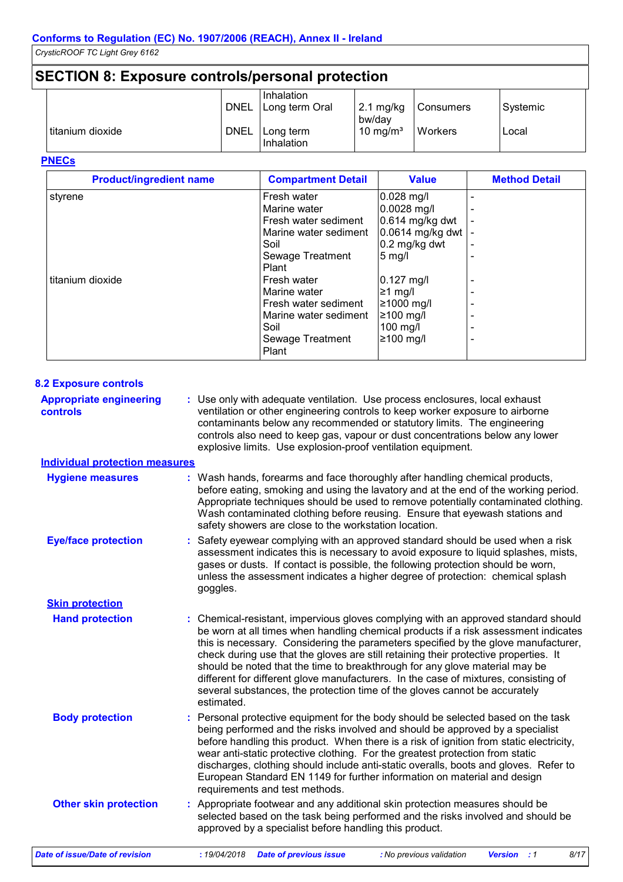## SECTION 8: Exposure controls/personal protection

| | | | | | |
|---|---|---|---|---|---|
| | DNEL | Inhalation Long term Oral | 2.1 mg/kg bw/day | Consumers | Systemic |
| titanium dioxide | DNEL | Long term Inhalation | 10 mg/m³ | Workers | Local |

**PNECs**

| Product/ingredient name | Compartment Detail | Value | Method Detail |
|---|---|---|---|
| styrene | Fresh water | 0.028 mg/l | - |
| | Marine water | 0.0028 mg/l | - |
| | Fresh water sediment | 0.614 mg/kg dwt | - |
| | Marine water sediment | 0.0614 mg/kg dwt | - |
| | Soil | 0.2 mg/kg dwt | - |
| | Sewage Treatment Plant | 5 mg/l | - |
| titanium dioxide | Fresh water | 0.127 mg/l | - |
| | Marine water | ≥1 mg/l | - |
| | Fresh water sediment | ≥1000 mg/l | - |
| | Marine water sediment | ≥100 mg/l | - |
| | Soil | 100 mg/l | - |
| | Sewage Treatment Plant | ≥100 mg/l | - |

### 8.2 Exposure controls

**Appropriate engineering controls** : Use only with adequate ventilation. Use process enclosures, local exhaust ventilation or other engineering controls to keep worker exposure to airborne contaminants below any recommended or statutory limits. The engineering controls also need to keep gas, vapour or dust concentrations below any lower explosive limits. Use explosion-proof ventilation equipment.

**Individual protection measures**

**Hygiene measures** : Wash hands, forearms and face thoroughly after handling chemical products, before eating, smoking and using the lavatory and at the end of the working period. Appropriate techniques should be used to remove potentially contaminated clothing. Wash contaminated clothing before reusing. Ensure that eyewash stations and safety showers are close to the workstation location.

**Eye/face protection** : Safety eyewear complying with an approved standard should be used when a risk assessment indicates this is necessary to avoid exposure to liquid splashes, mists, gases or dusts. If contact is possible, the following protection should be worn, unless the assessment indicates a higher degree of protection: chemical splash goggles.

**Skin protection**

**Hand protection** : Chemical-resistant, impervious gloves complying with an approved standard should be worn at all times when handling chemical products if a risk assessment indicates this is necessary. Considering the parameters specified by the glove manufacturer, check during use that the gloves are still retaining their protective properties. It should be noted that the time to breakthrough for any glove material may be different for different glove manufacturers. In the case of mixtures, consisting of several substances, the protection time of the gloves cannot be accurately estimated.

**Body protection** : Personal protective equipment for the body should be selected based on the task being performed and the risks involved and should be approved by a specialist before handling this product. When there is a risk of ignition from static electricity, wear anti-static protective clothing. For the greatest protection from static discharges, clothing should include anti-static overalls, boots and gloves. Refer to European Standard EN 1149 for further information on material and design requirements and test methods.

**Other skin protection** : Appropriate footwear and any additional skin protection measures should be selected based on the task being performed and the risks involved and should be approved by a specialist before handling this product.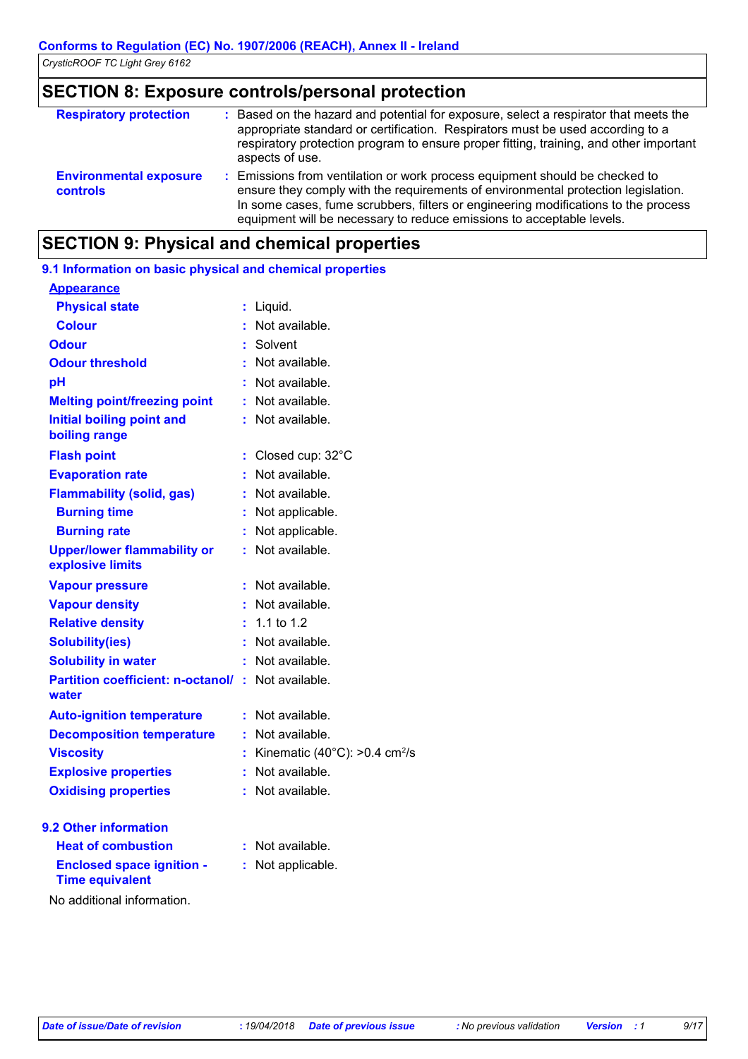## SECTION 8: Exposure controls/personal protection

| | |
|---|---|
| **Respiratory protection** | : Based on the hazard and potential for exposure, select a respirator that meets the appropriate standard or certification. Respirators must be used according to a respiratory protection program to ensure proper fitting, training, and other important aspects of use. |
| **Environmental exposure controls** | : Emissions from ventilation or work process equipment should be checked to ensure they comply with the requirements of environmental protection legislation. In some cases, fume scrubbers, filters or engineering modifications to the process equipment will be necessary to reduce emissions to acceptable levels. |

## SECTION 9: Physical and chemical properties

### 9.1 Information on basic physical and chemical properties

| | |
|---|---|
| **Appearance** | |
| **Physical state** | : Liquid. |
| **Colour** | : Not available. |
| **Odour** | : Solvent |
| **Odour threshold** | : Not available. |
| **pH** | : Not available. |
| **Melting point/freezing point** | : Not available. |
| **Initial boiling point and boiling range** | : Not available. |
| **Flash point** | : Closed cup: 32°C |
| **Evaporation rate** | : Not available. |
| **Flammability (solid, gas)** | : Not available. |
| **Burning time** | : Not applicable. |
| **Burning rate** | : Not applicable. |
| **Upper/lower flammability or explosive limits** | : Not available. |
| **Vapour pressure** | : Not available. |
| **Vapour density** | : Not available. |
| **Relative density** | : 1.1 to 1.2 |
| **Solubility(ies)** | : Not available. |
| **Solubility in water** | : Not available. |
| **Partition coefficient: n-octanol/ water** | : Not available. |
| **Auto-ignition temperature** | : Not available. |
| **Decomposition temperature** | : Not available. |
| **Viscosity** | : Kinematic (40°C): >0.4 $cm^2/s$ |
| **Explosive properties** | : Not available. |
| **Oxidising properties** | : Not available. |

### 9.2 Other information

| | |
|---|---|
| **Heat of combustion** | : Not available. |
| **Enclosed space ignition - Time equivalent** | : Not applicable. |

No additional information.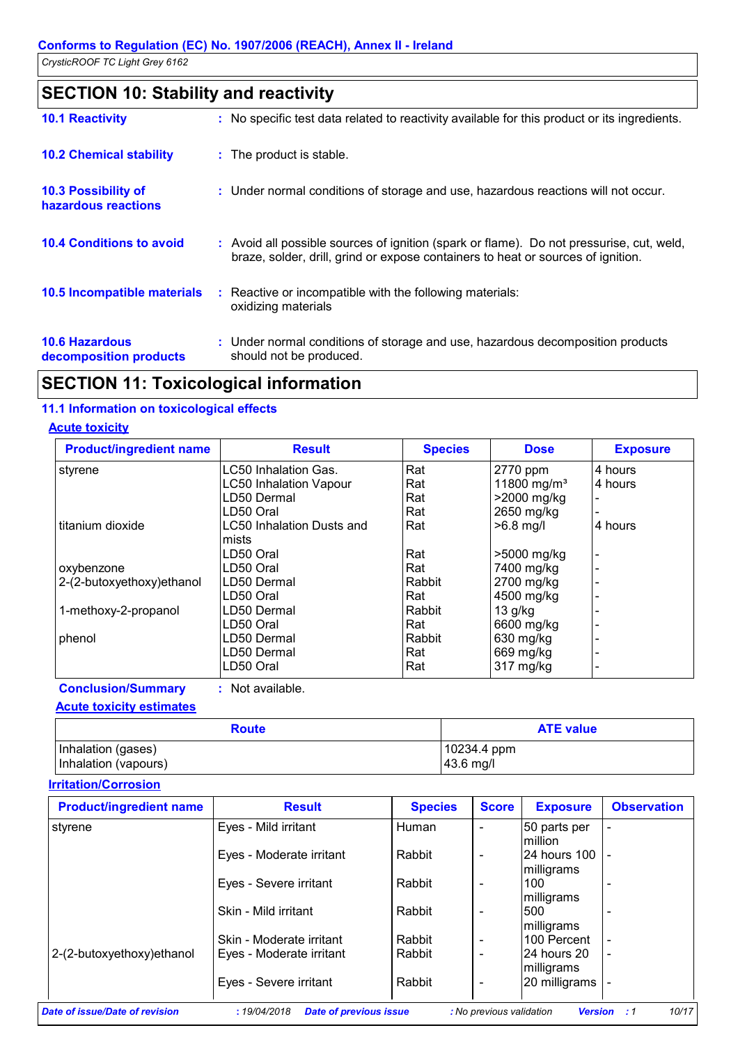## SECTION 10: Stability and reactivity

**10.1 Reactivity** : No specific test data related to reactivity available for this product or its ingredients.

**10.2 Chemical stability** : The product is stable.

**10.3 Possibility of hazardous reactions** : Under normal conditions of storage and use, hazardous reactions will not occur.

**10.4 Conditions to avoid** : Avoid all possible sources of ignition (spark or flame). Do not pressurise, cut, weld, braze, solder, drill, grind or expose containers to heat or sources of ignition.

**10.5 Incompatible materials** : Reactive or incompatible with the following materials: oxidizing materials

**10.6 Hazardous decomposition products** : Under normal conditions of storage and use, hazardous decomposition products should not be produced.

## SECTION 11: Toxicological information

### 11.1 Information on toxicological effects

**Acute toxicity**

| Product/ingredient name | Result | Species | Dose | Exposure |
|---|---|---|---|---|
| styrene | LC50 Inhalation Gas. | Rat | 2770 ppm | 4 hours |
| | LC50 Inhalation Vapour | Rat | 11800 mg/m³ | 4 hours |
| | LD50 Dermal | Rat | >2000 mg/kg | - |
| | LD50 Oral | Rat | 2650 mg/kg | - |
| titanium dioxide | LC50 Inhalation Dusts and mists | Rat | >6.8 mg/l | 4 hours |
| | LD50 Oral | Rat | >5000 mg/kg | - |
| oxybenzone | LD50 Oral | Rat | 7400 mg/kg | - |
| 2-(2-butoxyethoxy)ethanol | LD50 Dermal | Rabbit | 2700 mg/kg | - |
| | LD50 Oral | Rat | 4500 mg/kg | - |
| 1-methoxy-2-propanol | LD50 Dermal | Rabbit | 13 g/kg | - |
| | LD50 Oral | Rat | 6600 mg/kg | - |
| phenol | LD50 Dermal | Rabbit | 630 mg/kg | - |
| | LD50 Dermal | Rat | 669 mg/kg | - |
| | LD50 Oral | Rat | 317 mg/kg | - |

**Conclusion/Summary** : Not available.

**Acute toxicity estimates**

| Route | ATE value |
|---|---|
| Inhalation (gases) | 10234.4 ppm |
| Inhalation (vapours) | 43.6 mg/l |

**Irritation/Corrosion**

| Product/ingredient name | Result | Species | Score | Exposure | Observation |
|---|---|---|---|---|---|
| styrene | Eyes - Mild irritant | Human | - | 50 parts per million | - |
| | Eyes - Moderate irritant | Rabbit | - | 24 hours 100 milligrams | - |
| | Eyes - Severe irritant | Rabbit | - | 100 milligrams | - |
| | Skin - Mild irritant | Rabbit | - | 500 milligrams | - |
| | Skin - Moderate irritant | Rabbit | - | 100 Percent | - |
| 2-(2-butoxyethoxy)ethanol | Eyes - Moderate irritant | Rabbit | - | 24 hours 20 milligrams | - |
| | Eyes - Severe irritant | Rabbit | - | 20 milligrams | - |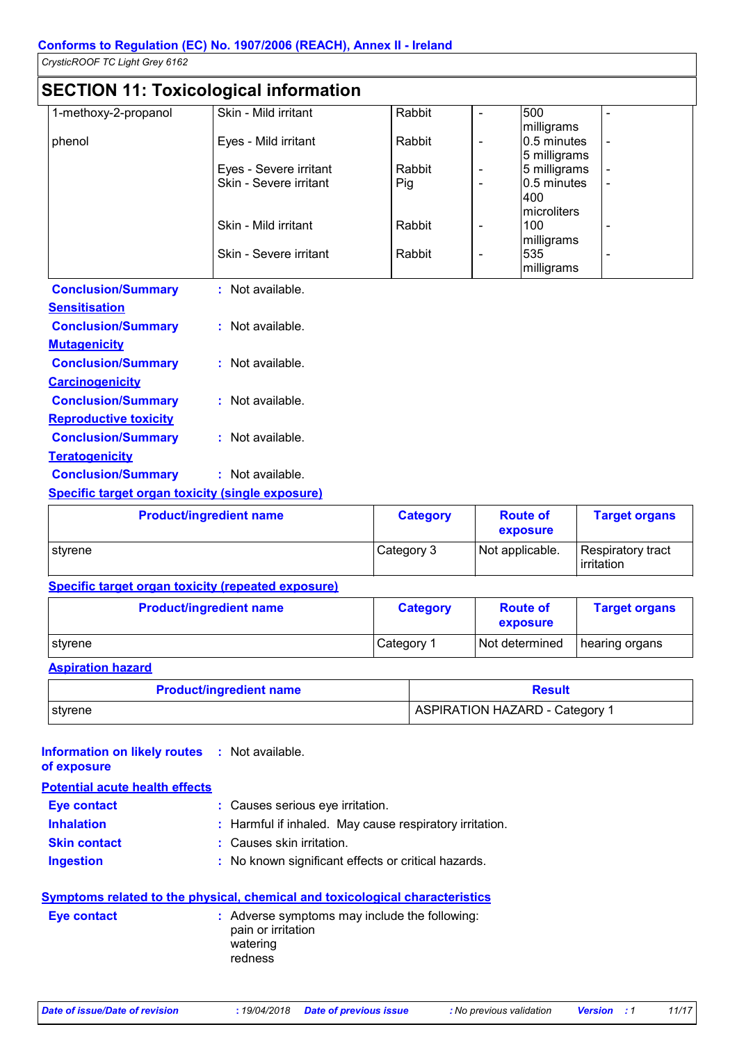CrysticROOF TC Light Grey 6162

## SECTION 11: Toxicological information

| | | | | | |
|---|---|---|---|---|---|
| 1-methoxy-2-propanol | Skin - Mild irritant | Rabbit | - | 500 milligrams | - |
| phenol | Eyes - Mild irritant | Rabbit | - | 0.5 minutes 5 milligrams | - |
| | Eyes - Severe irritant | Rabbit | - | 5 milligrams | - |
| | Skin - Severe irritant | Pig | - | 0.5 minutes 400 microliters | - |
| | Skin - Mild irritant | Rabbit | - | 100 milligrams | - |
| | Skin - Severe irritant | Rabbit | - | 535 milligrams | - |

**Conclusion/Summary** : Not available.

**Sensitisation**

**Conclusion/Summary** : Not available.

**Mutagenicity**

**Conclusion/Summary** : Not available.

**Carcinogenicity**

**Conclusion/Summary** : Not available.

**Reproductive toxicity**

**Conclusion/Summary** : Not available.

**Teratogenicity**

**Conclusion/Summary** : Not available.

**Specific target organ toxicity (single exposure)**

| Product/ingredient name | Category | Route of exposure | Target organs |
|---|---|---|---|
| styrene | Category 3 | Not applicable. | Respiratory tract irritation |

**Specific target organ toxicity (repeated exposure)**

| Product/ingredient name | Category | Route of exposure | Target organs |
|---|---|---|---|
| styrene | Category 1 | Not determined | hearing organs |

**Aspiration hazard**

| Product/ingredient name | Result |
|---|---|
| styrene | ASPIRATION HAZARD - Category 1 |

**Information on likely routes of exposure** : Not available.

**Potential acute health effects**

**Eye contact** : Causes serious eye irritation.

**Inhalation** : Harmful if inhaled. May cause respiratory irritation.

**Skin contact** : Causes skin irritation.

**Ingestion** : No known significant effects or critical hazards.

**Symptoms related to the physical, chemical and toxicological characteristics**

**Eye contact** : Adverse symptoms may include the following:
pain or irritation
watering
redness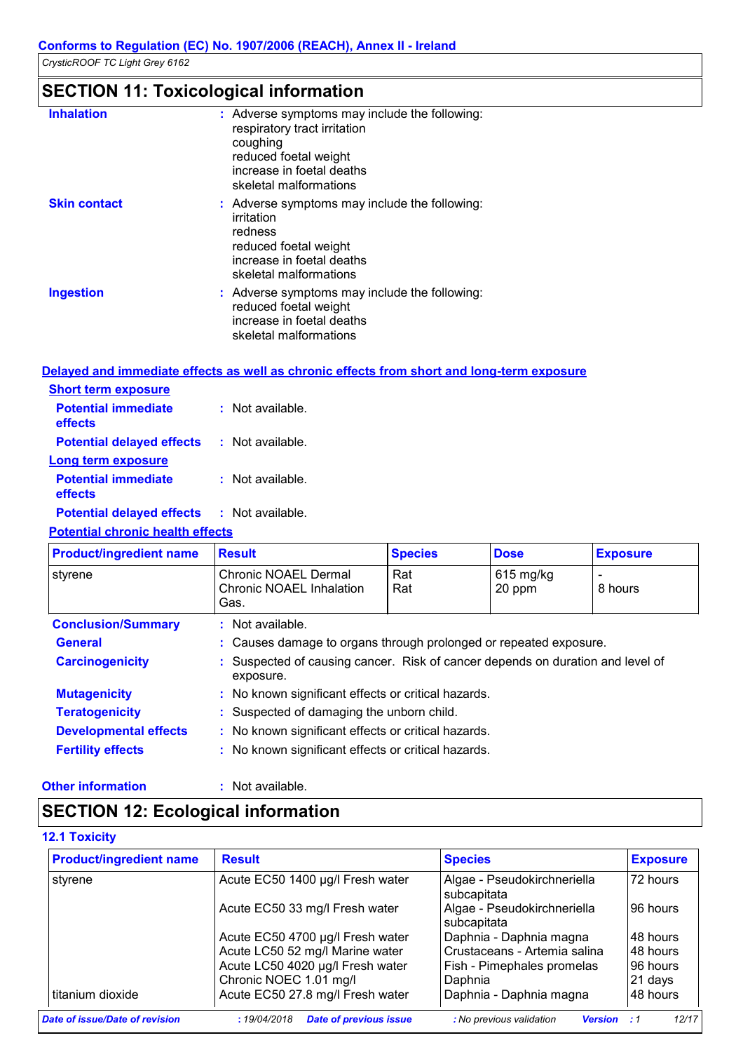## SECTION 11: Toxicological information

**Inhalation** : Adverse symptoms may include the following:
respiratory tract irritation
coughing
reduced foetal weight
increase in foetal deaths
skeletal malformations

**Skin contact** : Adverse symptoms may include the following:
irritation
redness
reduced foetal weight
increase in foetal deaths
skeletal malformations

**Ingestion** : Adverse symptoms may include the following:
reduced foetal weight
increase in foetal deaths
skeletal malformations

### Delayed and immediate effects as well as chronic effects from short and long-term exposure

**Short term exposure**

**Potential immediate effects** : Not available.

**Potential delayed effects** : Not available.

**Long term exposure**

**Potential immediate effects** : Not available.

**Potential delayed effects** : Not available.

**Potential chronic health effects**

| Product/ingredient name | Result | Species | Dose | Exposure |
|---|---|---|---|---|
| styrene | Chronic NOAEL Dermal | Rat | 615 mg/kg | - |
| | Chronic NOAEL Inhalation Gas. | Rat | 20 ppm | 8 hours |

**Conclusion/Summary** : Not available.

**General** : Causes damage to organs through prolonged or repeated exposure.

**Carcinogenicity** : Suspected of causing cancer. Risk of cancer depends on duration and level of exposure.

**Mutagenicity** : No known significant effects or critical hazards.

**Teratogenicity** : Suspected of damaging the unborn child.

**Developmental effects** : No known significant effects or critical hazards.

**Fertility effects** : No known significant effects or critical hazards.

**Other information** : Not available.

## SECTION 12: Ecological information

### 12.1 Toxicity

| Product/ingredient name | Result | Species | Exposure |
|---|---|---|---|
| styrene | Acute EC50 1400 µg/l Fresh water | Algae - Pseudokirchneriella subcapitata | 72 hours |
| | Acute EC50 33 mg/l Fresh water | Algae - Pseudokirchneriella subcapitata | 96 hours |
| | Acute EC50 4700 µg/l Fresh water | Daphnia - Daphnia magna | 48 hours |
| | Acute LC50 52 mg/l Marine water | Crustaceans - Artemia salina | 48 hours |
| | Acute LC50 4020 µg/l Fresh water | Fish - Pimephales promelas | 96 hours |
| | Chronic NOEC 1.01 mg/l | Daphnia | 21 days |
| titanium dioxide | Acute EC50 27.8 mg/l Fresh water | Daphnia - Daphnia magna | 48 hours |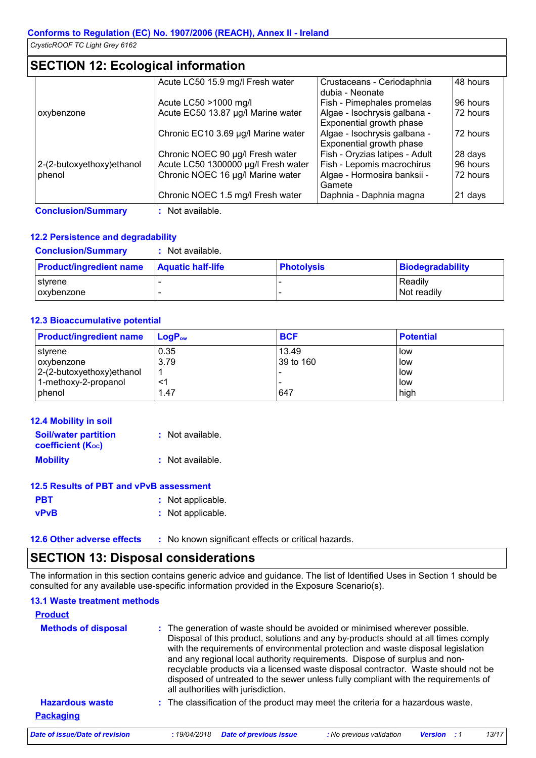## SECTION 12: Ecological information

| | | | |
|---|---|---|---|
| | Acute LC50 15.9 mg/l Fresh water | Crustaceans - Ceriodaphnia dubia - Neonate | 48 hours |
| | Acute LC50 >1000 mg/l | Fish - Pimephales promelas | 96 hours |
| oxybenzone | Acute EC50 13.87 µg/l Marine water | Algae - Isochrysis galbana - Exponential growth phase | 72 hours |
| | Chronic EC10 3.69 µg/l Marine water | Algae - Isochrysis galbana - Exponential growth phase | 72 hours |
| | Chronic NOEC 90 µg/l Fresh water | Fish - Oryzias latipes - Adult | 28 days |
| 2-(2-butoxyethoxy)ethanol | Acute LC50 1300000 µg/l Fresh water | Fish - Lepomis macrochirus | 96 hours |
| phenol | Chronic NOEC 16 µg/l Marine water | Algae - Hormosira banksii - Gamete | 72 hours |
| | Chronic NOEC 1.5 mg/l Fresh water | Daphnia - Daphnia magna | 21 days |

**Conclusion/Summary** : Not available.

### 12.2 Persistence and degradability

**Conclusion/Summary** : Not available.

| Product/ingredient name | Aquatic half-life | Photolysis | Biodegradability |
|---|---|---|---|
| styrene | - | - | Readily |
| oxybenzone | - | - | Not readily |

### 12.3 Bioaccumulative potential

| Product/ingredient name | $LogP_{ow}$ | BCF | Potential |
|---|---|---|---|
| styrene | 0.35 | 13.49 | low |
| oxybenzone | 3.79 | 39 to 160 | low |
| 2-(2-butoxyethoxy)ethanol | 1 | - | low |
| 1-methoxy-2-propanol | <1 | - | low |
| phenol | 1.47 | 647 | high |

### 12.4 Mobility in soil

**Soil/water partition coefficient ($K_{OC}$)** : Not available.

**Mobility** : Not available.

### 12.5 Results of PBT and vPvB assessment

**PBT** : Not applicable.

**vPvB** : Not applicable.

### 12.6 Other adverse effects

: No known significant effects or critical hazards.

## SECTION 13: Disposal considerations

The information in this section contains generic advice and guidance. The list of Identified Uses in Section 1 should be consulted for any available use-specific information provided in the Exposure Scenario(s).

### 13.1 Waste treatment methods

**Product**

**Methods of disposal** : The generation of waste should be avoided or minimised wherever possible. Disposal of this product, solutions and any by-products should at all times comply with the requirements of environmental protection and waste disposal legislation and any regional local authority requirements. Dispose of surplus and non-recyclable products via a licensed waste disposal contractor. Waste should not be disposed of untreated to the sewer unless fully compliant with the requirements of all authorities with jurisdiction.

**Hazardous waste** : The classification of the product may meet the criteria for a hazardous waste.

**Packaging**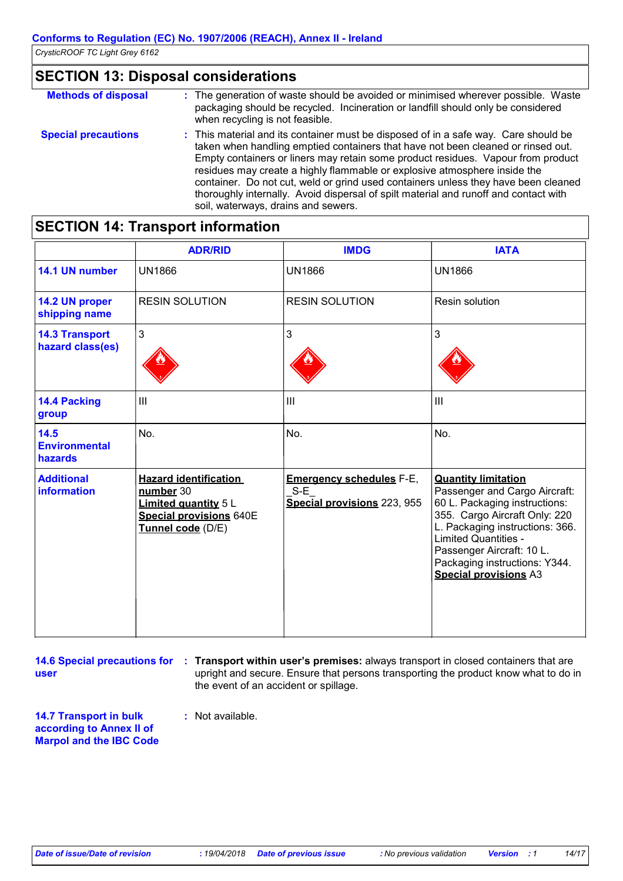## SECTION 13: Disposal considerations

**Methods of disposal** : The generation of waste should be avoided or minimised wherever possible. Waste packaging should be recycled. Incineration or landfill should only be considered when recycling is not feasible.

**Special precautions** : This material and its container must be disposed of in a safe way. Care should be taken when handling emptied containers that have not been cleaned or rinsed out. Empty containers or liners may retain some product residues. Vapour from product residues may create a highly flammable or explosive atmosphere inside the container. Do not cut, weld or grind used containers unless they have been cleaned thoroughly internally. Avoid dispersal of spilt material and runoff and contact with soil, waterways, drains and sewers.

## SECTION 14: Transport information

| | ADR/RID | IMDG | IATA |
|---|---|---|---|
| **14.1 UN number** | UN1866 | UN1866 | UN1866 |
| **14.2 UN proper shipping name** | RESIN SOLUTION | RESIN SOLUTION | Resin solution |
| **14.3 Transport hazard class(es)** | 3 | 3 | 3 |
| **14.4 Packing group** | III | III | III |
| **14.5 Environmental hazards** | No. | No. | No. |
| **Additional information** | **Hazard identification number** 30<br>**Limited quantity** 5 L<br>**Special provisions** 640E<br>**Tunnel code** (D/E) | **Emergency schedules** F-E, _S-E_<br>**Special provisions** 223, 955 | **Quantity limitation** Passenger and Cargo Aircraft: 60 L. Packaging instructions: 355. Cargo Aircraft Only: 220 L. Packaging instructions: 366. Limited Quantities - Passenger Aircraft: 10 L. Packaging instructions: Y344.<br>**Special provisions** A3 |

**14.6 Special precautions for user** : **Transport within user's premises:** always transport in closed containers that are upright and secure. Ensure that persons transporting the product know what to do in the event of an accident or spillage.

**14.7 Transport in bulk according to Annex II of Marpol and the IBC Code** : Not available.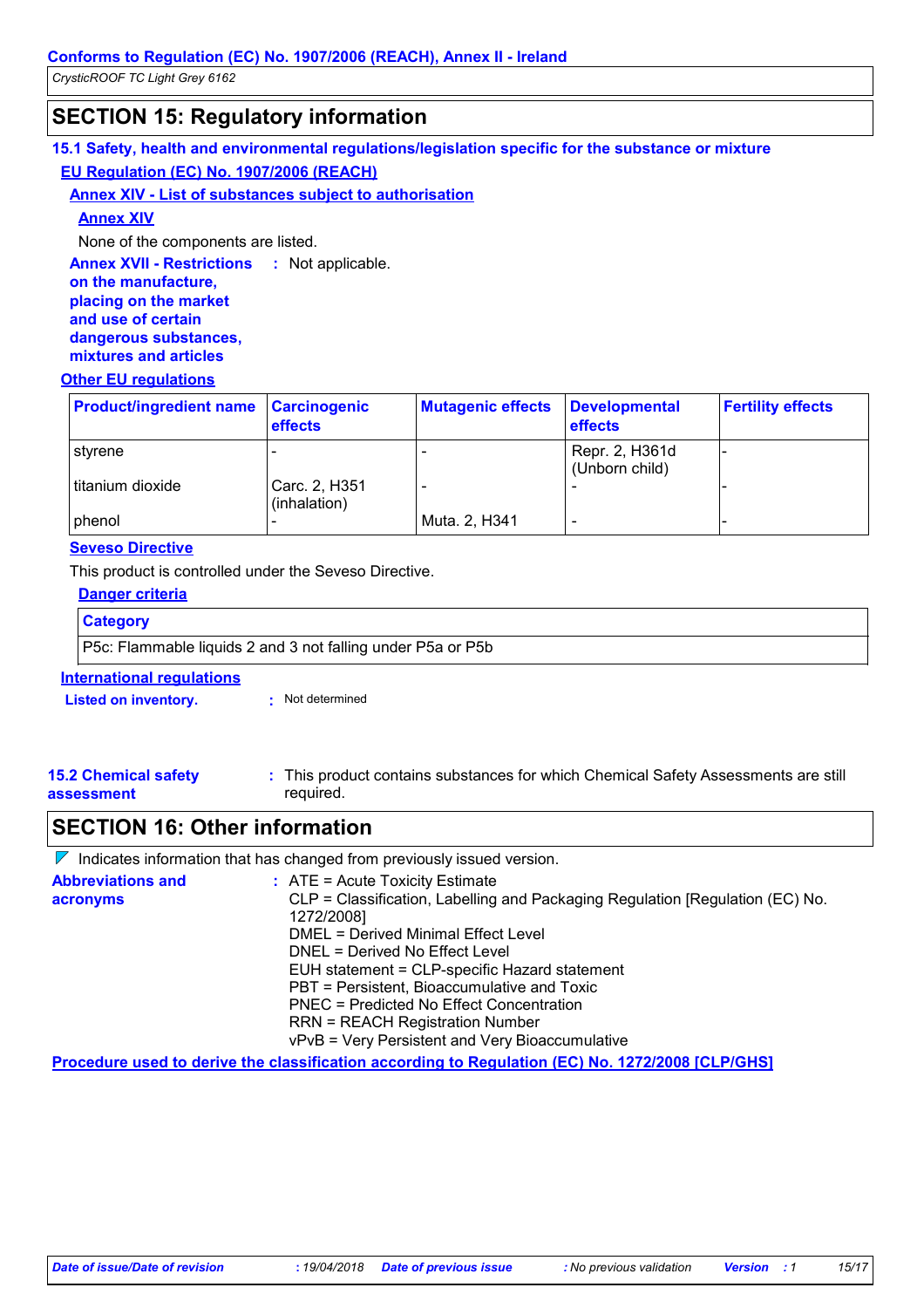## SECTION 15: Regulatory information

### 15.1 Safety, health and environmental regulations/legislation specific for the substance or mixture

**EU Regulation (EC) No. 1907/2006 (REACH)**

**Annex XIV - List of substances subject to authorisation**

**Annex XIV**

None of the components are listed.

**Annex XVII - Restrictions on the manufacture, placing on the market and use of certain dangerous substances, mixtures and articles** : Not applicable.

**Other EU regulations**

| Product/ingredient name | Carcinogenic effects | Mutagenic effects | Developmental effects | Fertility effects |
|---|---|---|---|---|
| styrene | - | - | Repr. 2, H361d (Unborn child) | - |
| titanium dioxide | Carc. 2, H351 (inhalation) | - | - | - |
| phenol | - | Muta. 2, H341 | - | - |

**Seveso Directive**

This product is controlled under the Seveso Directive.

**Danger criteria**

| Category |
|---|
| P5c: Flammable liquids 2 and 3 not falling under P5a or P5b |

**International regulations**

**Listed on inventory.** : Not determined

**15.2 Chemical safety assessment** : This product contains substances for which Chemical Safety Assessments are still required.

## SECTION 16: Other information

Indicates information that has changed from previously issued version.

**Abbreviations and acronyms** :
ATE = Acute Toxicity Estimate
CLP = Classification, Labelling and Packaging Regulation [Regulation (EC) No. 1272/2008]
DMEL = Derived Minimal Effect Level
DNEL = Derived No Effect Level
EUH statement = CLP-specific Hazard statement
PBT = Persistent, Bioaccumulative and Toxic
PNEC = Predicted No Effect Concentration
RRN = REACH Registration Number
vPvB = Very Persistent and Very Bioaccumulative

**Procedure used to derive the classification according to Regulation (EC) No. 1272/2008 [CLP/GHS]**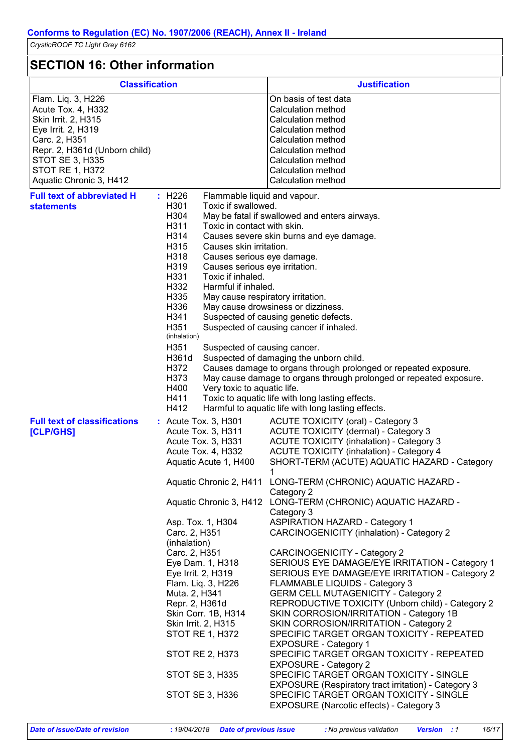## SECTION 16: Other information

| Classification | Justification |
|---|---|
| Flam. Liq. 3, H226 | On basis of test data |
| Acute Tox. 4, H332 | Calculation method |
| Skin Irrit. 2, H315 | Calculation method |
| Eye Irrit. 2, H319 | Calculation method |
| Carc. 2, H351 | Calculation method |
| Repr. 2, H361d (Unborn child) | Calculation method |
| STOT SE 3, H335 | Calculation method |
| STOT RE 1, H372 | Calculation method |
| Aquatic Chronic 3, H412 | Calculation method |

**Full text of abbreviated H statements** :

| | |
|---|---|
| H226 | Flammable liquid and vapour. |
| H301 | Toxic if swallowed. |
| H304 | May be fatal if swallowed and enters airways. |
| H311 | Toxic in contact with skin. |
| H314 | Causes severe skin burns and eye damage. |
| H315 | Causes skin irritation. |
| H318 | Causes serious eye damage. |
| H319 | Causes serious eye irritation. |
| H331 | Toxic if inhaled. |
| H332 | Harmful if inhaled. |
| H335 | May cause respiratory irritation. |
| H336 | May cause drowsiness or dizziness. |
| H341 | Suspected of causing genetic defects. |
| H351 (inhalation) | Suspected of causing cancer if inhaled. |
| H351 | Suspected of causing cancer. |
| H361d | Suspected of damaging the unborn child. |
| H372 | Causes damage to organs through prolonged or repeated exposure. |
| H373 | May cause damage to organs through prolonged or repeated exposure. |
| H400 | Very toxic to aquatic life. |
| H411 | Toxic to aquatic life with long lasting effects. |
| H412 | Harmful to aquatic life with long lasting effects. |

**Full text of classifications [CLP/GHS]** :

| | |
|---|---|
| Acute Tox. 3, H301 | ACUTE TOXICITY (oral) - Category 3 |
| Acute Tox. 3, H311 | ACUTE TOXICITY (dermal) - Category 3 |
| Acute Tox. 3, H331 | ACUTE TOXICITY (inhalation) - Category 3 |
| Acute Tox. 4, H332 | ACUTE TOXICITY (inhalation) - Category 4 |
| Aquatic Acute 1, H400 | SHORT-TERM (ACUTE) AQUATIC HAZARD - Category 1 |
| Aquatic Chronic 2, H411 | LONG-TERM (CHRONIC) AQUATIC HAZARD - Category 2 |
| Aquatic Chronic 3, H412 | LONG-TERM (CHRONIC) AQUATIC HAZARD - Category 3 |
| Asp. Tox. 1, H304 | ASPIRATION HAZARD - Category 1 |
| Carc. 2, H351 (inhalation) | CARCINOGENICITY (inhalation) - Category 2 |
| Carc. 2, H351 | CARCINOGENICITY - Category 2 |
| Eye Dam. 1, H318 | SERIOUS EYE DAMAGE/EYE IRRITATION - Category 1 |
| Eye Irrit. 2, H319 | SERIOUS EYE DAMAGE/EYE IRRITATION - Category 2 |
| Flam. Liq. 3, H226 | FLAMMABLE LIQUIDS - Category 3 |
| Muta. 2, H341 | GERM CELL MUTAGENICITY - Category 2 |
| Repr. 2, H361d | REPRODUCTIVE TOXICITY (Unborn child) - Category 2 |
| Skin Corr. 1B, H314 | SKIN CORROSION/IRRITATION - Category 1B |
| Skin Irrit. 2, H315 | SKIN CORROSION/IRRITATION - Category 2 |
| STOT RE 1, H372 | SPECIFIC TARGET ORGAN TOXICITY - REPEATED EXPOSURE - Category 1 |
| STOT RE 2, H373 | SPECIFIC TARGET ORGAN TOXICITY - REPEATED EXPOSURE - Category 2 |
| STOT SE 3, H335 | SPECIFIC TARGET ORGAN TOXICITY - SINGLE EXPOSURE (Respiratory tract irritation) - Category 3 |
| STOT SE 3, H336 | SPECIFIC TARGET ORGAN TOXICITY - SINGLE EXPOSURE (Narcotic effects) - Category 3 |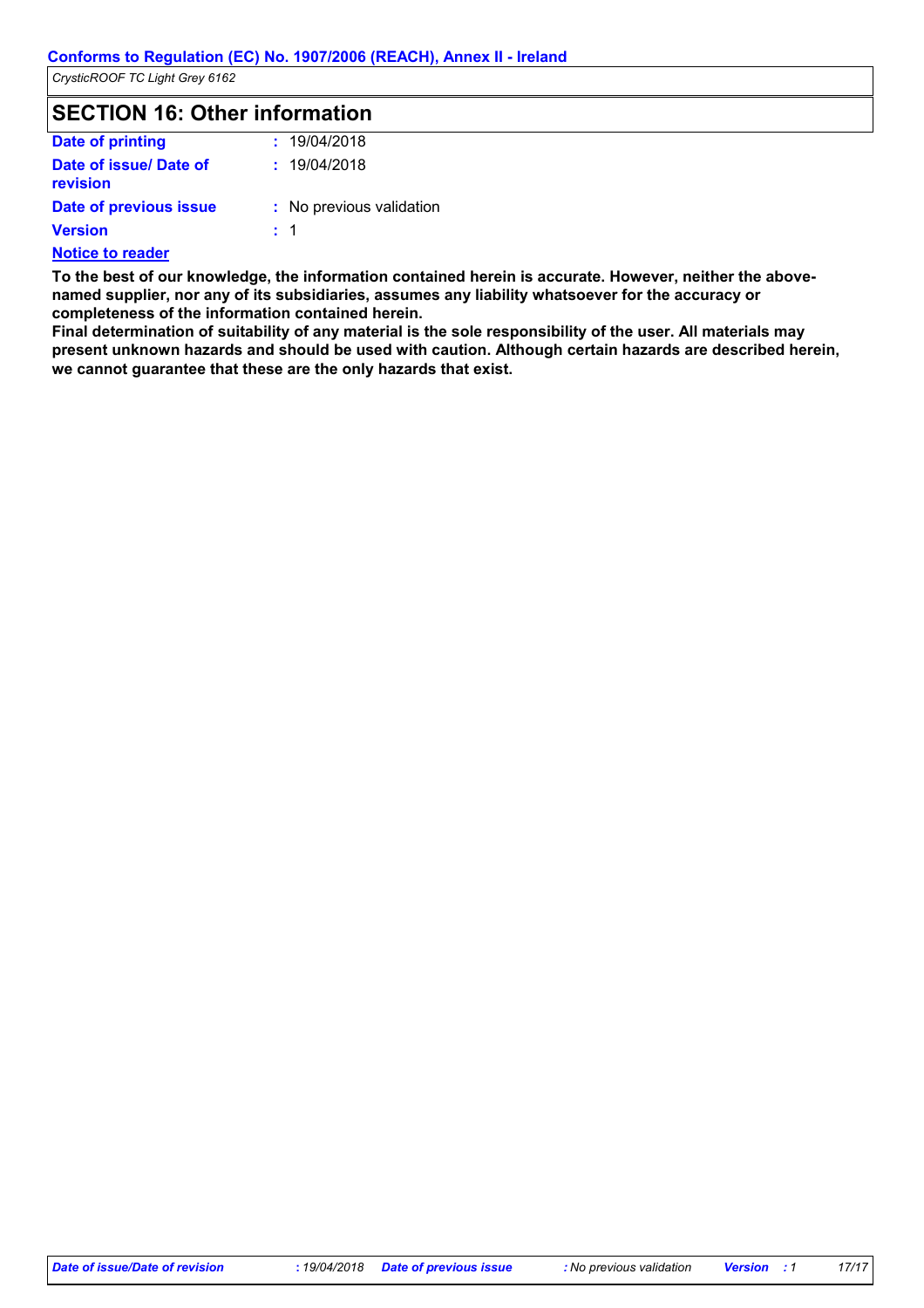## SECTION 16: Other information

| | |
|---|---|
| **Date of printing** | : 19/04/2018 |
| **Date of issue/ Date of revision** | : 19/04/2018 |
| **Date of previous issue** | : No previous validation |
| **Version** | : 1 |

**Notice to reader**

**To the best of our knowledge, the information contained herein is accurate. However, neither the above-named supplier, nor any of its subsidiaries, assumes any liability whatsoever for the accuracy or completeness of the information contained herein.**

**Final determination of suitability of any material is the sole responsibility of the user. All materials may present unknown hazards and should be used with caution. Although certain hazards are described herein, we cannot guarantee that these are the only hazards that exist.**